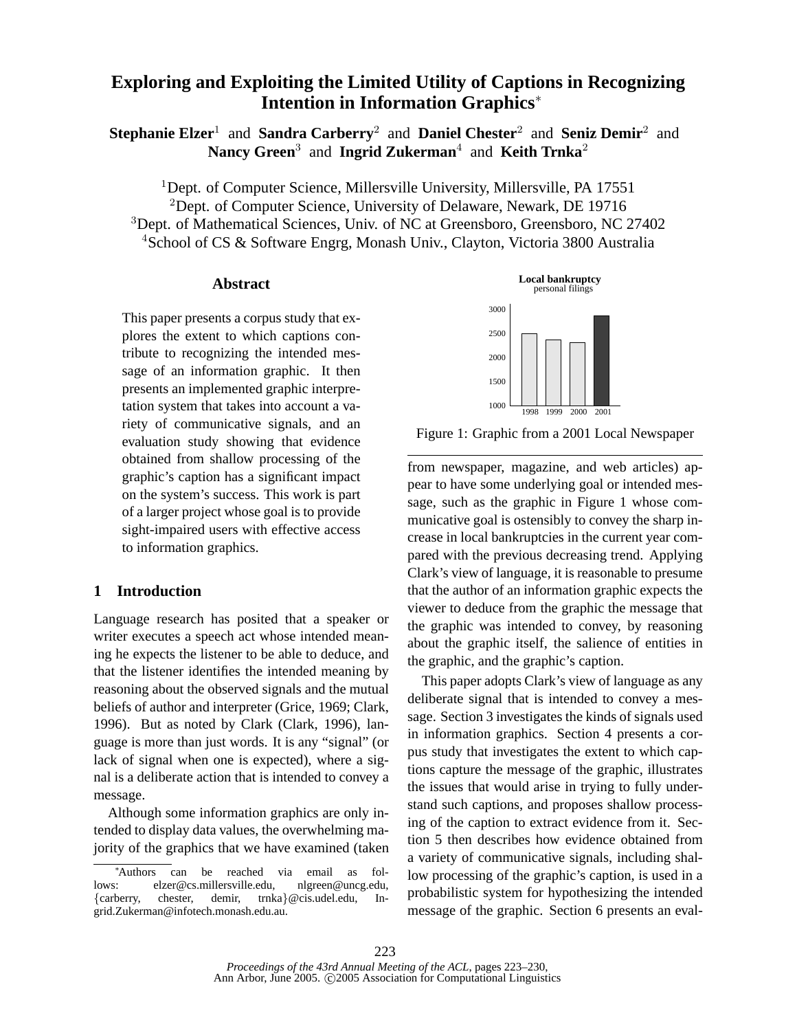# Exploring and Exploiting the Limited Utility of Captions in Recognizing Intention in Information Graphics*

**Stephanie Elzer**[1] and **Sandra Carberry**[2] and **Daniel Chester**[2] and **Seniz Demir**[2] and **Nancy Green**[3] and **Ingrid Zukerman**[4] and **Keith Trnka**[2]

[1]Dept. of Computer Science, Millersville University, Millersville, PA 17551
[2]Dept. of Computer Science, University of Delaware, Newark, DE 19716
[3]Dept. of Mathematical Sciences, Univ. of NC at Greensboro, Greensboro, NC 27402
[4]School of CS & Software Engrg, Monash Univ., Clayton, Victoria 3800 Australia

## Abstract

This paper presents a corpus study that explores the extent to which captions contribute to recognizing the intended message of an information graphic. It then presents an implemented graphic interpretation system that takes into account a variety of communicative signals, and an evaluation study showing that evidence obtained from shallow processing of the graphic's caption has a significant impact on the system's success. This work is part of a larger project whose goal is to provide sight-impaired users with effective access to information graphics.

## 1 Introduction

Language research has posited that a speaker or writer executes a speech act whose intended meaning he expects the listener to be able to deduce, and that the listener identifies the intended meaning by reasoning about the observed signals and the mutual beliefs of author and interpreter (Grice, 1969; Clark, 1996). But as noted by Clark (Clark, 1996), language is more than just words. It is any "signal" (or lack of signal when one is expected), where a signal is a deliberate action that is intended to convey a message.

Although some information graphics are only intended to display data values, the overwhelming majority of the graphics that we have examined (taken from newspaper, magazine, and web articles) appear to have some underlying goal or intended message, such as the graphic in Figure 1 whose communicative goal is ostensibly to convey the sharp increase in local bankruptcies in the current year compared with the previous decreasing trend. Applying Clark's view of language, it is reasonable to presume that the author of an information graphic expects the viewer to deduce from the graphic the message that the graphic was intended to convey, by reasoning about the graphic itself, the salience of entities in the graphic, and the graphic's caption.

Local bankruptcy
personal filings
3000
2500
2000
1500
1000
1998 1999 2000 2001

Figure 1: Graphic from a 2001 Local Newspaper

This paper adopts Clark's view of language as any deliberate signal that is intended to convey a message. Section 3 investigates the kinds of signals used in information graphics. Section 4 presents a corpus study that investigates the extent to which captions capture the message of the graphic, illustrates the issues that would arise in trying to fully understand such captions, and proposes shallow processing of the caption to extract evidence from it. Section 5 then describes how evidence obtained from a variety of communicative signals, including shallow processing of the graphic's caption, is used in a probabilistic system for hypothesizing the intended message of the graphic. Section 6 presents an eval-

*Authors can be reached via email as follows: elzer@cs.millersville.edu, nlgreen@uncg.edu, {carberry, chester, demir, trnka}@cis.udel.edu, Ingrid.Zukerman@infotech.monash.edu.au.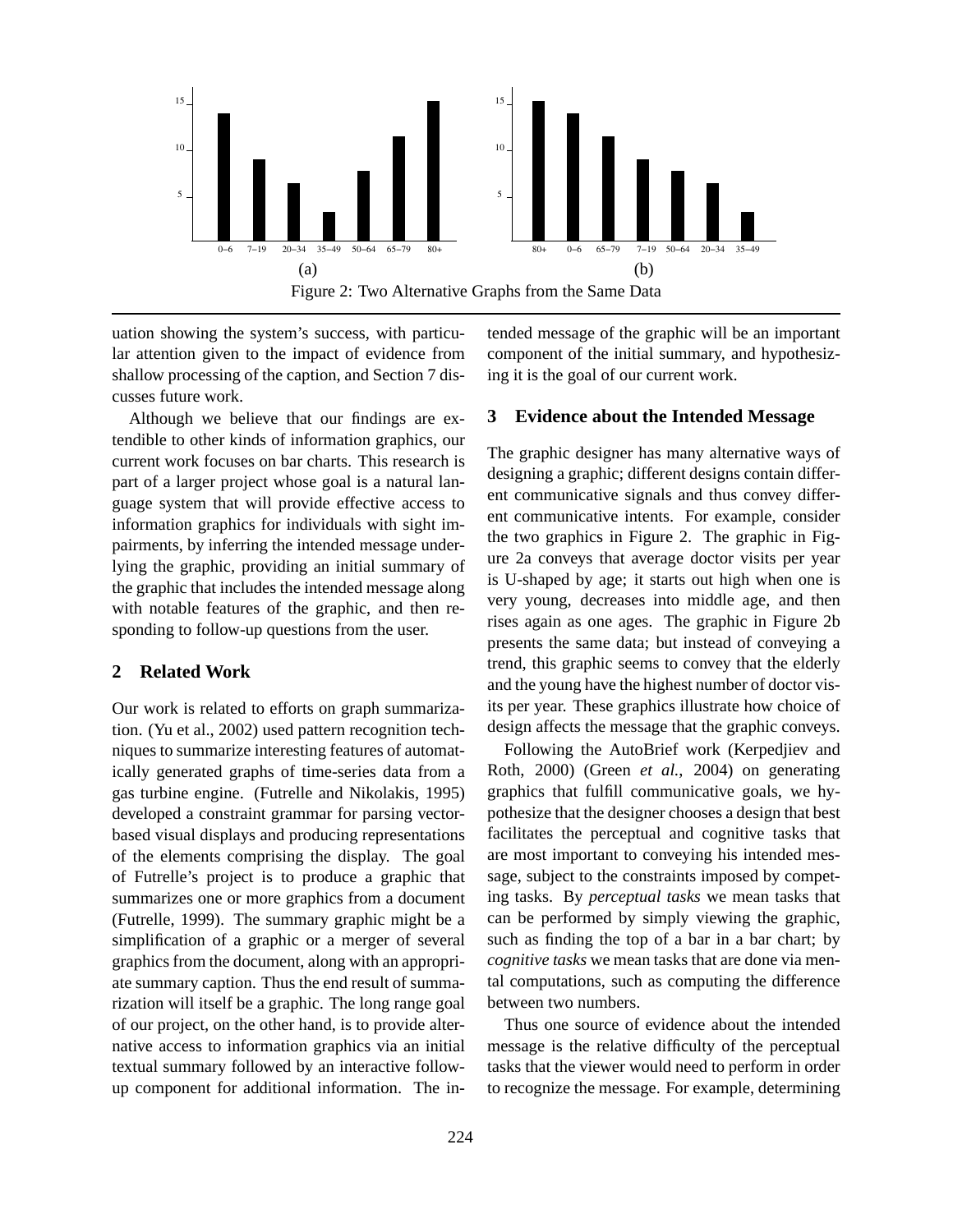(a)

(b)

Figure 2: Two Alternative Graphs from the Same Data

uation showing the system's success, with particular attention given to the impact of evidence from shallow processing of the caption, and Section 7 discusses future work.

Although we believe that our findings are extendible to other kinds of information graphics, our current work focuses on bar charts. This research is part of a larger project whose goal is a natural language system that will provide effective access to information graphics for individuals with sight impairments, by inferring the intended message underlying the graphic, providing an initial summary of the graphic that includes the intended message along with notable features of the graphic, and then responding to follow-up questions from the user.

## 2 Related Work

Our work is related to efforts on graph summarization. (Yu et al., 2002) used pattern recognition techniques to summarize interesting features of automatically generated graphs of time-series data from a gas turbine engine. (Futrelle and Nikolakis, 1995) developed a constraint grammar for parsing vector-based visual displays and producing representations of the elements comprising the display. The goal of Futrelle's project is to produce a graphic that summarizes one or more graphics from a document (Futrelle, 1999). The summary graphic might be a simplification of a graphic or a merger of several graphics from the document, along with an appropriate summary caption. Thus the end result of summarization will itself be a graphic. The long range goal of our project, on the other hand, is to provide alternative access to information graphics via an initial textual summary followed by an interactive follow-up component for additional information. The intended message of the graphic will be an important component of the initial summary, and hypothesizing it is the goal of our current work.

## 3 Evidence about the Intended Message

The graphic designer has many alternative ways of designing a graphic; different designs contain different communicative signals and thus convey different communicative intents. For example, consider the two graphics in Figure 2. The graphic in Figure 2a conveys that average doctor visits per year is U-shaped by age; it starts out high when one is very young, decreases into middle age, and then rises again as one ages. The graphic in Figure 2b presents the same data; but instead of conveying a trend, this graphic seems to convey that the elderly and the young have the highest number of doctor visits per year. These graphics illustrate how choice of design affects the message that the graphic conveys.

Following the AutoBrief work (Kerpedjiev and Roth, 2000) (Green *et al.,* 2004) on generating graphics that fulfill communicative goals, we hypothesize that the designer chooses a design that best facilitates the perceptual and cognitive tasks that are most important to conveying his intended message, subject to the constraints imposed by competing tasks. By *perceptual tasks* we mean tasks that can be performed by simply viewing the graphic, such as finding the top of a bar in a bar chart; by *cognitive tasks* we mean tasks that are done via mental computations, such as computing the difference between two numbers.

Thus one source of evidence about the intended message is the relative difficulty of the perceptual tasks that the viewer would need to perform in order to recognize the message. For example, determining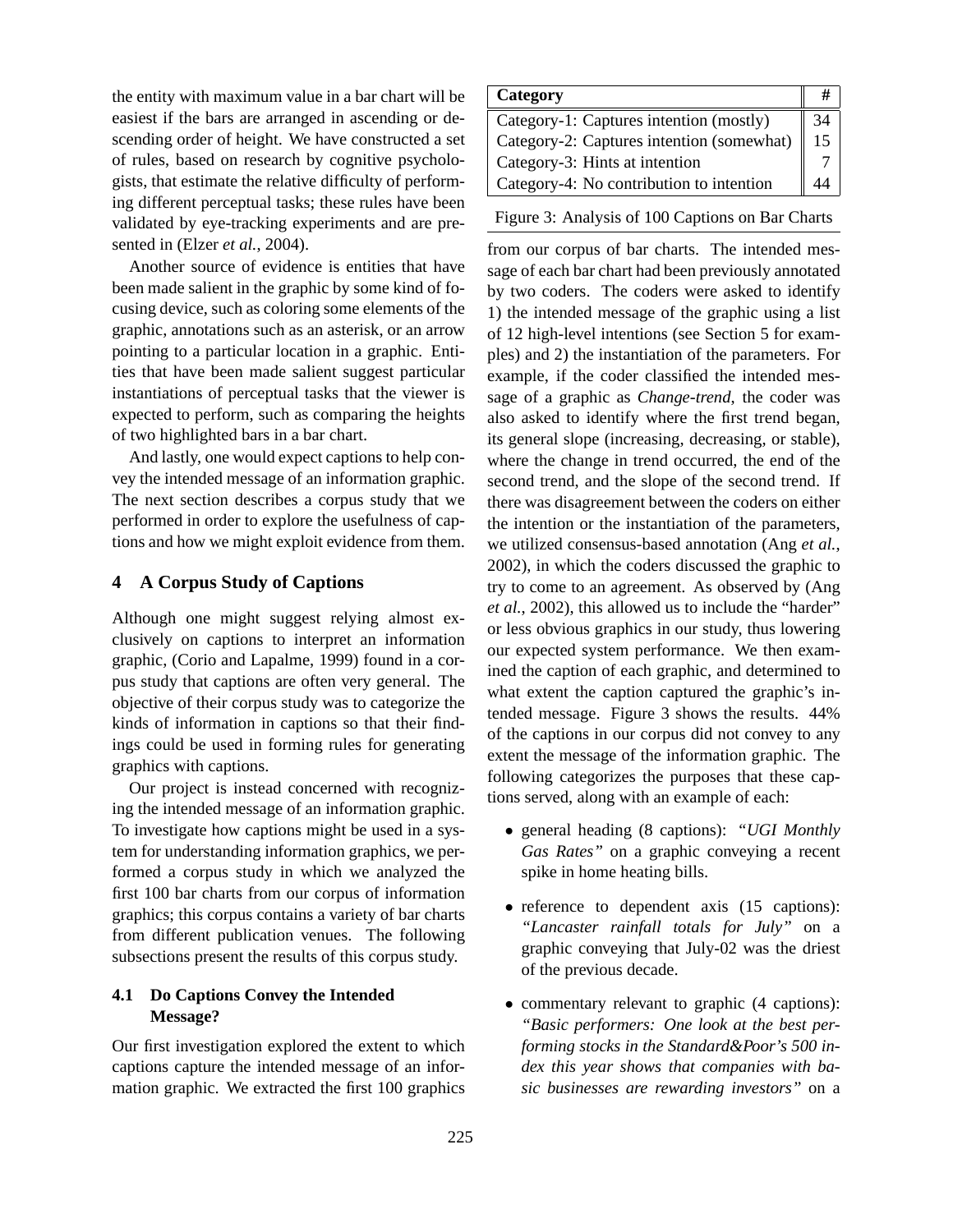the entity with maximum value in a bar chart will be easiest if the bars are arranged in ascending or descending order of height. We have constructed a set of rules, based on research by cognitive psychologists, that estimate the relative difficulty of performing different perceptual tasks; these rules have been validated by eye-tracking experiments and are presented in (Elzer *et al.*, 2004).

Another source of evidence is entities that have been made salient in the graphic by some kind of focusing device, such as coloring some elements of the graphic, annotations such as an asterisk, or an arrow pointing to a particular location in a graphic. Entities that have been made salient suggest particular instantiations of perceptual tasks that the viewer is expected to perform, such as comparing the heights of two highlighted bars in a bar chart.

And lastly, one would expect captions to help convey the intended message of an information graphic. The next section describes a corpus study that we performed in order to explore the usefulness of captions and how we might exploit evidence from them.

## 4 A Corpus Study of Captions

Although one might suggest relying almost exclusively on captions to interpret an information graphic, (Corio and Lapalme, 1999) found in a corpus study that captions are often very general. The objective of their corpus study was to categorize the kinds of information in captions so that their findings could be used in forming rules for generating graphics with captions.

Our project is instead concerned with recognizing the intended message of an information graphic. To investigate how captions might be used in a system for understanding information graphics, we performed a corpus study in which we analyzed the first 100 bar charts from our corpus of information graphics; this corpus contains a variety of bar charts from different publication venues. The following subsections present the results of this corpus study.

### 4.1 Do Captions Convey the Intended Message?

Our first investigation explored the extent to which captions capture the intended message of an information graphic. We extracted the first 100 graphics from our corpus of bar charts. The intended message of each bar chart had been previously annotated by two coders. The coders were asked to identify 1) the intended message of the graphic using a list of 12 high-level intentions (see Section 5 for examples) and 2) the instantiation of the parameters. For example, if the coder classified the intended message of a graphic as *Change-trend*, the coder was also asked to identify where the first trend began, its general slope (increasing, decreasing, or stable), where the change in trend occurred, the end of the second trend, and the slope of the second trend. If there was disagreement between the coders on either the intention or the instantiation of the parameters, we utilized consensus-based annotation (Ang *et al.*, 2002), in which the coders discussed the graphic to try to come to an agreement. As observed by (Ang *et al.*, 2002), this allowed us to include the "harder" or less obvious graphics in our study, thus lowering our expected system performance. We then examined the caption of each graphic, and determined to what extent the caption captured the graphic's intended message. Figure 3 shows the results. 44% of the captions in our corpus did not convey to any extent the message of the information graphic. The following categorizes the purposes that these captions served, along with an example of each:

| Category | # |
|---|---|
| Category-1: Captures intention (mostly) | 34 |
| Category-2: Captures intention (somewhat) | 15 |
| Category-3: Hints at intention | 7 |
| Category-4: No contribution to intention | 44 |

Figure 3: Analysis of 100 Captions on Bar Charts

- general heading (8 captions): *"UGI Monthly Gas Rates"* on a graphic conveying a recent spike in home heating bills.
- reference to dependent axis (15 captions): *"Lancaster rainfall totals for July"* on a graphic conveying that July-02 was the driest of the previous decade.
- commentary relevant to graphic (4 captions): *"Basic performers: One look at the best performing stocks in the Standard&Poor's 500 index this year shows that companies with basic businesses are rewarding investors"* on a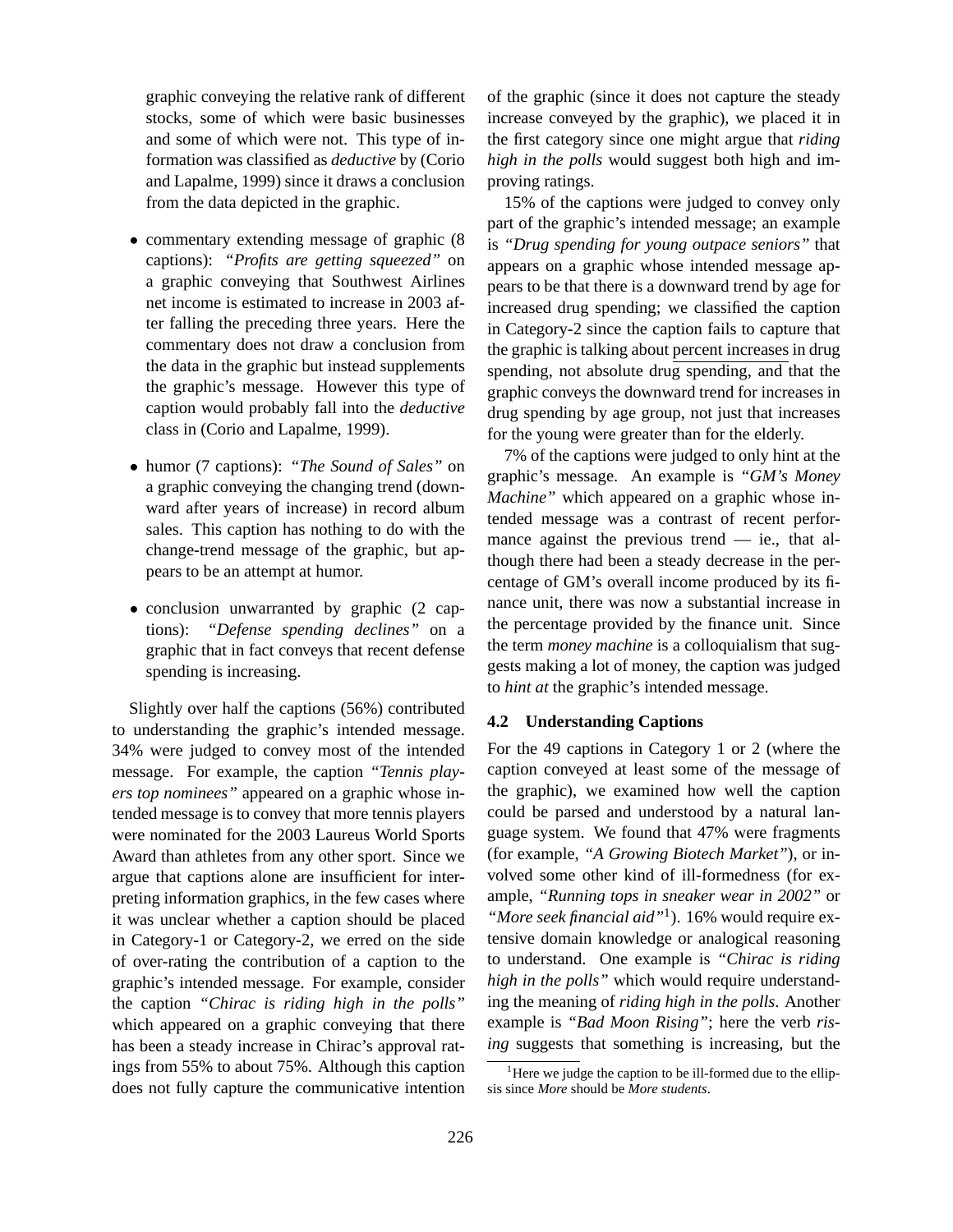graphic conveying the relative rank of different stocks, some of which were basic businesses and some of which were not. This type of information was classified as *deductive* by (Corio and Lapalme, 1999) since it draws a conclusion from the data depicted in the graphic.

- commentary extending message of graphic (8 captions): *"Profits are getting squeezed"* on a graphic conveying that Southwest Airlines net income is estimated to increase in 2003 after falling the preceding three years. Here the commentary does not draw a conclusion from the data in the graphic but instead supplements the graphic's message. However this type of caption would probably fall into the *deductive* class in (Corio and Lapalme, 1999).
- humor (7 captions): *"The Sound of Sales"* on a graphic conveying the changing trend (downward after years of increase) in record album sales. This caption has nothing to do with the change-trend message of the graphic, but appears to be an attempt at humor.
- conclusion unwarranted by graphic (2 captions): *"Defense spending declines"* on a graphic that in fact conveys that recent defense spending is increasing.

Slightly over half the captions (56%) contributed to understanding the graphic's intended message. 34% were judged to convey most of the intended message. For example, the caption *"Tennis players top nominees"* appeared on a graphic whose intended message is to convey that more tennis players were nominated for the 2003 Laureus World Sports Award than athletes from any other sport. Since we argue that captions alone are insufficient for interpreting information graphics, in the few cases where it was unclear whether a caption should be placed in Category-1 or Category-2, we erred on the side of over-rating the contribution of a caption to the graphic's intended message. For example, consider the caption *"Chirac is riding high in the polls"* which appeared on a graphic conveying that there has been a steady increase in Chirac's approval ratings from 55% to about 75%. Although this caption does not fully capture the communicative intention of the graphic (since it does not capture the steady increase conveyed by the graphic), we placed it in the first category since one might argue that *riding high in the polls* would suggest both high and improving ratings.

15% of the captions were judged to convey only part of the graphic's intended message; an example is *"Drug spending for young outpace seniors"* that appears on a graphic whose intended message appears to be that there is a downward trend by age for increased drug spending; we classified the caption in Category-2 since the caption fails to capture that the graphic is talking about percent increases in drug spending, not absolute drug spending, and that the graphic conveys the downward trend for increases in drug spending by age group, not just that increases for the young were greater than for the elderly.

7% of the captions were judged to only hint at the graphic's message. An example is *"GM's Money Machine"* which appeared on a graphic whose intended message was a contrast of recent performance against the previous trend — ie., that although there had been a steady decrease in the percentage of GM's overall income produced by its finance unit, there was now a substantial increase in the percentage provided by the finance unit. Since the term *money machine* is a colloquialism that suggests making a lot of money, the caption was judged to *hint at* the graphic's intended message.

### 4.2 Understanding Captions

For the 49 captions in Category 1 or 2 (where the caption conveyed at least some of the message of the graphic), we examined how well the caption could be parsed and understood by a natural language system. We found that 47% were fragments (for example, *"A Growing Biotech Market"*), or involved some other kind of ill-formedness (for example, *"Running tops in sneaker wear in 2002"* or *"More seek financial aid"*[1]). 16% would require extensive domain knowledge or analogical reasoning to understand. One example is *"Chirac is riding high in the polls"* which would require understanding the meaning of *riding high in the polls*. Another example is *"Bad Moon Rising"*; here the verb *rising* suggests that something is increasing, but the

[1] Here we judge the caption to be ill-formed due to the ellipsis since *More* should be *More students*.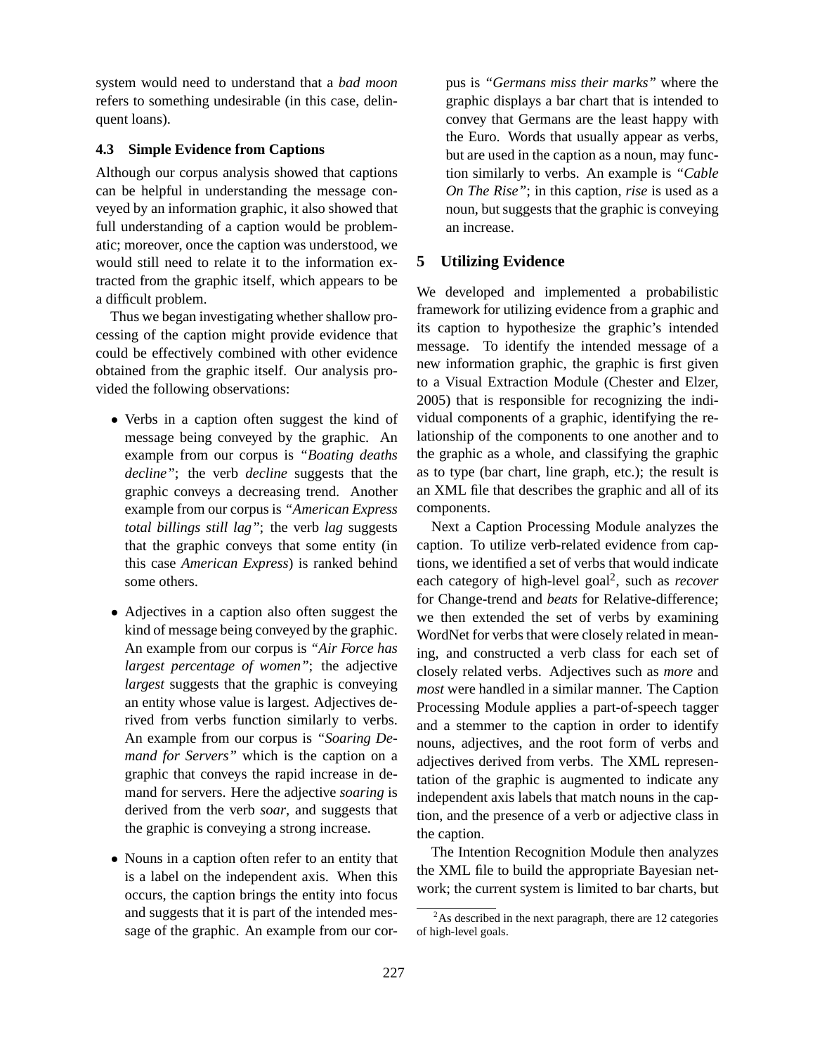system would need to understand that a *bad moon* refers to something undesirable (in this case, delinquent loans).

### 4.3 Simple Evidence from Captions

Although our corpus analysis showed that captions can be helpful in understanding the message conveyed by an information graphic, it also showed that full understanding of a caption would be problematic; moreover, once the caption was understood, we would still need to relate it to the information extracted from the graphic itself, which appears to be a difficult problem.

Thus we began investigating whether shallow processing of the caption might provide evidence that could be effectively combined with other evidence obtained from the graphic itself. Our analysis provided the following observations:

- Verbs in a caption often suggest the kind of message being conveyed by the graphic. An example from our corpus is *"Boating deaths decline"*; the verb *decline* suggests that the graphic conveys a decreasing trend. Another example from our corpus is *"American Express total billings still lag"*; the verb *lag* suggests that the graphic conveys that some entity (in this case *American Express*) is ranked behind some others.

- Adjectives in a caption also often suggest the kind of message being conveyed by the graphic. An example from our corpus is *"Air Force has largest percentage of women"*; the adjective *largest* suggests that the graphic is conveying an entity whose value is largest. Adjectives derived from verbs function similarly to verbs. An example from our corpus is *"Soaring Demand for Servers"* which is the caption on a graphic that conveys the rapid increase in demand for servers. Here the adjective *soaring* is derived from the verb *soar*, and suggests that the graphic is conveying a strong increase.

- Nouns in a caption often refer to an entity that is a label on the independent axis. When this occurs, the caption brings the entity into focus and suggests that it is part of the intended message of the graphic. An example from our corpus is *"Germans miss their marks"* where the graphic displays a bar chart that is intended to convey that Germans are the least happy with the Euro. Words that usually appear as verbs, but are used in the caption as a noun, may function similarly to verbs. An example is *"Cable On The Rise"*; in this caption, *rise* is used as a noun, but suggests that the graphic is conveying an increase.

## 5 Utilizing Evidence

We developed and implemented a probabilistic framework for utilizing evidence from a graphic and its caption to hypothesize the graphic's intended message. To identify the intended message of a new information graphic, the graphic is first given to a Visual Extraction Module (Chester and Elzer, 2005) that is responsible for recognizing the individual components of a graphic, identifying the relationship of the components to one another and to the graphic as a whole, and classifying the graphic as to type (bar chart, line graph, etc.); the result is an XML file that describes the graphic and all of its components.

Next a Caption Processing Module analyzes the caption. To utilize verb-related evidence from captions, we identified a set of verbs that would indicate each category of high-level goal[2], such as *recover* for Change-trend and *beats* for Relative-difference; we then extended the set of verbs by examining WordNet for verbs that were closely related in meaning, and constructed a verb class for each set of closely related verbs. Adjectives such as *more* and *most* were handled in a similar manner. The Caption Processing Module applies a part-of-speech tagger and a stemmer to the caption in order to identify nouns, adjectives, and the root form of verbs and adjectives derived from verbs. The XML representation of the graphic is augmented to indicate any independent axis labels that match nouns in the caption, and the presence of a verb or adjective class in the caption.

The Intention Recognition Module then analyzes the XML file to build the appropriate Bayesian network; the current system is limited to bar charts, but

[2] As described in the next paragraph, there are 12 categories of high-level goals.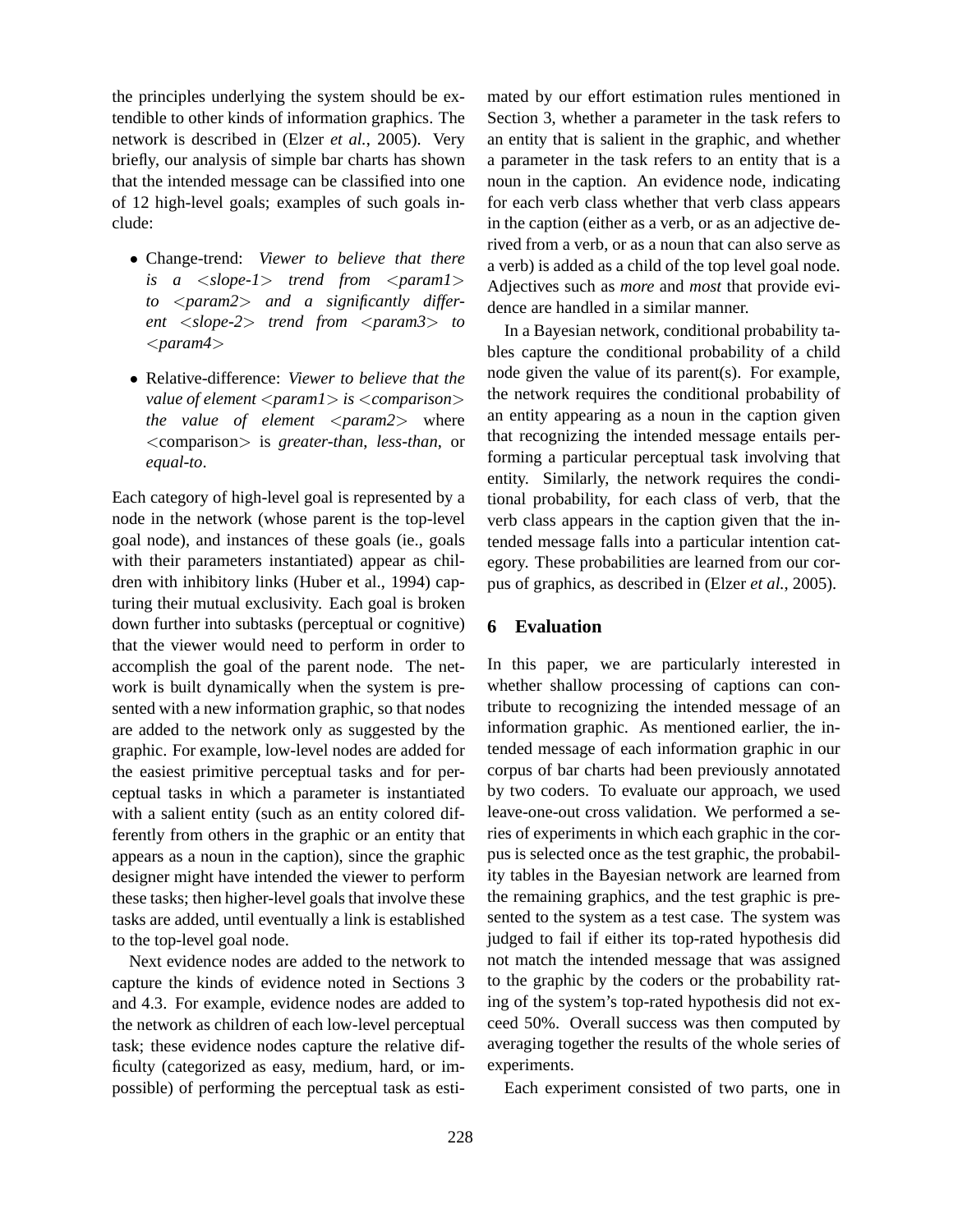the principles underlying the system should be extendible to other kinds of information graphics. The network is described in (Elzer *et al.*, 2005). Very briefly, our analysis of simple bar charts has shown that the intended message can be classified into one of 12 high-level goals; examples of such goals include:

- Change-trend: *Viewer to believe that there is a <slope-1> trend from <param1> to <param2> and a significantly different <slope-2> trend from <param3> to <param4>*
- Relative-difference: *Viewer to believe that the value of element <param1> is <comparison> the value of element <param2>* where <comparison> is *greater-than*, *less-than*, or *equal-to*.

Each category of high-level goal is represented by a node in the network (whose parent is the top-level goal node), and instances of these goals (ie., goals with their parameters instantiated) appear as children with inhibitory links (Huber et al., 1994) capturing their mutual exclusivity. Each goal is broken down further into subtasks (perceptual or cognitive) that the viewer would need to perform in order to accomplish the goal of the parent node. The network is built dynamically when the system is presented with a new information graphic, so that nodes are added to the network only as suggested by the graphic. For example, low-level nodes are added for the easiest primitive perceptual tasks and for perceptual tasks in which a parameter is instantiated with a salient entity (such as an entity colored differently from others in the graphic or an entity that appears as a noun in the caption), since the graphic designer might have intended the viewer to perform these tasks; then higher-level goals that involve these tasks are added, until eventually a link is established to the top-level goal node.

Next evidence nodes are added to the network to capture the kinds of evidence noted in Sections 3 and 4.3. For example, evidence nodes are added to the network as children of each low-level perceptual task; these evidence nodes capture the relative difficulty (categorized as easy, medium, hard, or impossible) of performing the perceptual task as estimated by our effort estimation rules mentioned in Section 3, whether a parameter in the task refers to an entity that is salient in the graphic, and whether a parameter in the task refers to an entity that is a noun in the caption. An evidence node, indicating for each verb class whether that verb class appears in the caption (either as a verb, or as an adjective derived from a verb, or as a noun that can also serve as a verb) is added as a child of the top level goal node. Adjectives such as *more* and *most* that provide evidence are handled in a similar manner.

In a Bayesian network, conditional probability tables capture the conditional probability of a child node given the value of its parent(s). For example, the network requires the conditional probability of an entity appearing as a noun in the caption given that recognizing the intended message entails performing a particular perceptual task involving that entity. Similarly, the network requires the conditional probability, for each class of verb, that the verb class appears in the caption given that the intended message falls into a particular intention category. These probabilities are learned from our corpus of graphics, as described in (Elzer *et al.*, 2005).

## 6 Evaluation

In this paper, we are particularly interested in whether shallow processing of captions can contribute to recognizing the intended message of an information graphic. As mentioned earlier, the intended message of each information graphic in our corpus of bar charts had been previously annotated by two coders. To evaluate our approach, we used leave-one-out cross validation. We performed a series of experiments in which each graphic in the corpus is selected once as the test graphic, the probability tables in the Bayesian network are learned from the remaining graphics, and the test graphic is presented to the system as a test case. The system was judged to fail if either its top-rated hypothesis did not match the intended message that was assigned to the graphic by the coders or the probability rating of the system's top-rated hypothesis did not exceed 50%. Overall success was then computed by averaging together the results of the whole series of experiments.

Each experiment consisted of two parts, one in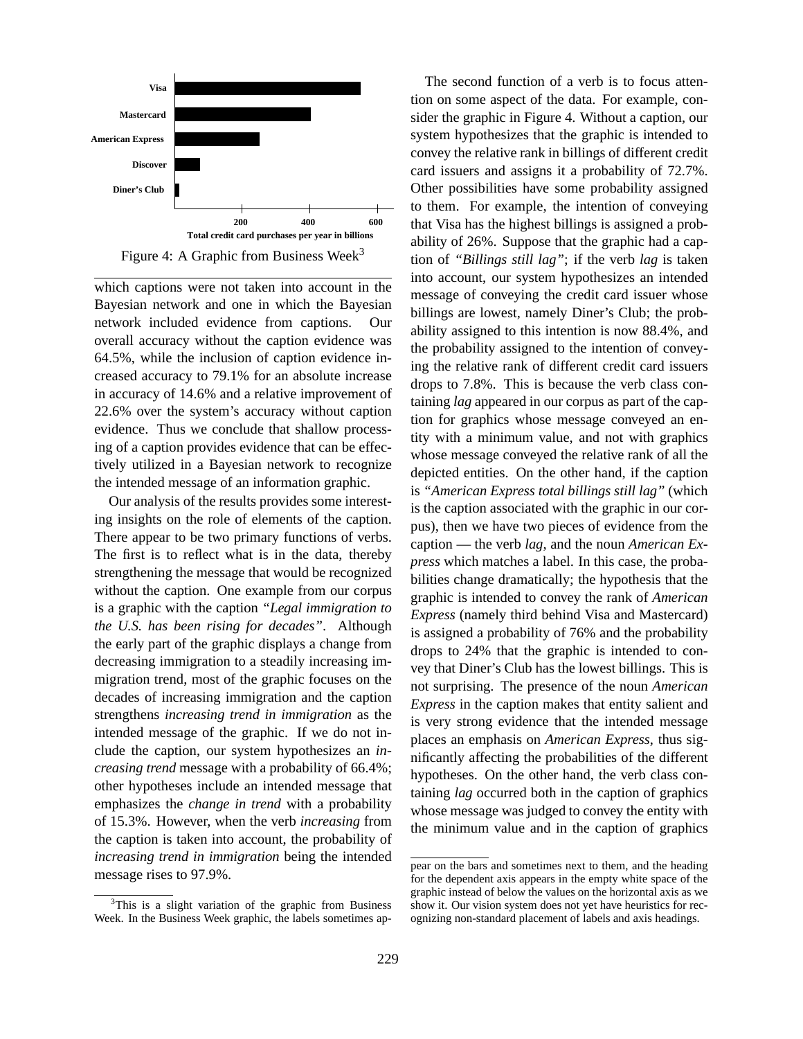Figure 4: A Graphic from Business Week[3]

which captions were not taken into account in the Bayesian network and one in which the Bayesian network included evidence from captions. Our overall accuracy without the caption evidence was 64.5%, while the inclusion of caption evidence increased accuracy to 79.1% for an absolute increase in accuracy of 14.6% and a relative improvement of 22.6% over the system's accuracy without caption evidence. Thus we conclude that shallow processing of a caption provides evidence that can be effectively utilized in a Bayesian network to recognize the intended message of an information graphic.

Our analysis of the results provides some interesting insights on the role of elements of the caption. There appear to be two primary functions of verbs. The first is to reflect what is in the data, thereby strengthening the message that would be recognized without the caption. One example from our corpus is a graphic with the caption *"Legal immigration to the U.S. has been rising for decades"*. Although the early part of the graphic displays a change from decreasing immigration to a steadily increasing immigration trend, most of the graphic focuses on the decades of increasing immigration and the caption strengthens *increasing trend in immigration* as the intended message of the graphic. If we do not include the caption, our system hypothesizes an *increasing trend* message with a probability of 66.4%; other hypotheses include an intended message that emphasizes the *change in trend* with a probability of 15.3%. However, when the verb *increasing* from the caption is taken into account, the probability of *increasing trend in immigration* being the intended message rises to 97.9%.

The second function of a verb is to focus attention on some aspect of the data. For example, consider the graphic in Figure 4. Without a caption, our system hypothesizes that the graphic is intended to convey the relative rank in billings of different credit card issuers and assigns it a probability of 72.7%. Other possibilities have some probability assigned to them. For example, the intention of conveying that Visa has the highest billings is assigned a probability of 26%. Suppose that the graphic had a caption of *"Billings still lag"*; if the verb *lag* is taken into account, our system hypothesizes an intended message of conveying the credit card issuer whose billings are lowest, namely Diner's Club; the probability assigned to this intention is now 88.4%, and the probability assigned to the intention of conveying the relative rank of different credit card issuers drops to 7.8%. This is because the verb class containing *lag* appeared in our corpus as part of the caption for graphics whose message conveyed an entity with a minimum value, and not with graphics whose message conveyed the relative rank of all the depicted entities. On the other hand, if the caption is *"American Express total billings still lag"* (which is the caption associated with the graphic in our corpus), then we have two pieces of evidence from the caption — the verb *lag*, and the noun *American Express* which matches a label. In this case, the probabilities change dramatically; the hypothesis that the graphic is intended to convey the rank of *American Express* (namely third behind Visa and Mastercard) is assigned a probability of 76% and the probability drops to 24% that the graphic is intended to convey that Diner's Club has the lowest billings. This is not surprising. The presence of the noun *American Express* in the caption makes that entity salient and is very strong evidence that the intended message places an emphasis on *American Express*, thus significantly affecting the probabilities of the different hypotheses. On the other hand, the verb class containing *lag* occurred both in the caption of graphics whose message was judged to convey the entity with the minimum value and in the caption of graphics

[3]This is a slight variation of the graphic from Business Week. In the Business Week graphic, the labels sometimes appear on the bars and sometimes next to them, and the heading for the dependent axis appears in the empty white space of the graphic instead of below the values on the horizontal axis as we show it. Our vision system does not yet have heuristics for recognizing non-standard placement of labels and axis headings.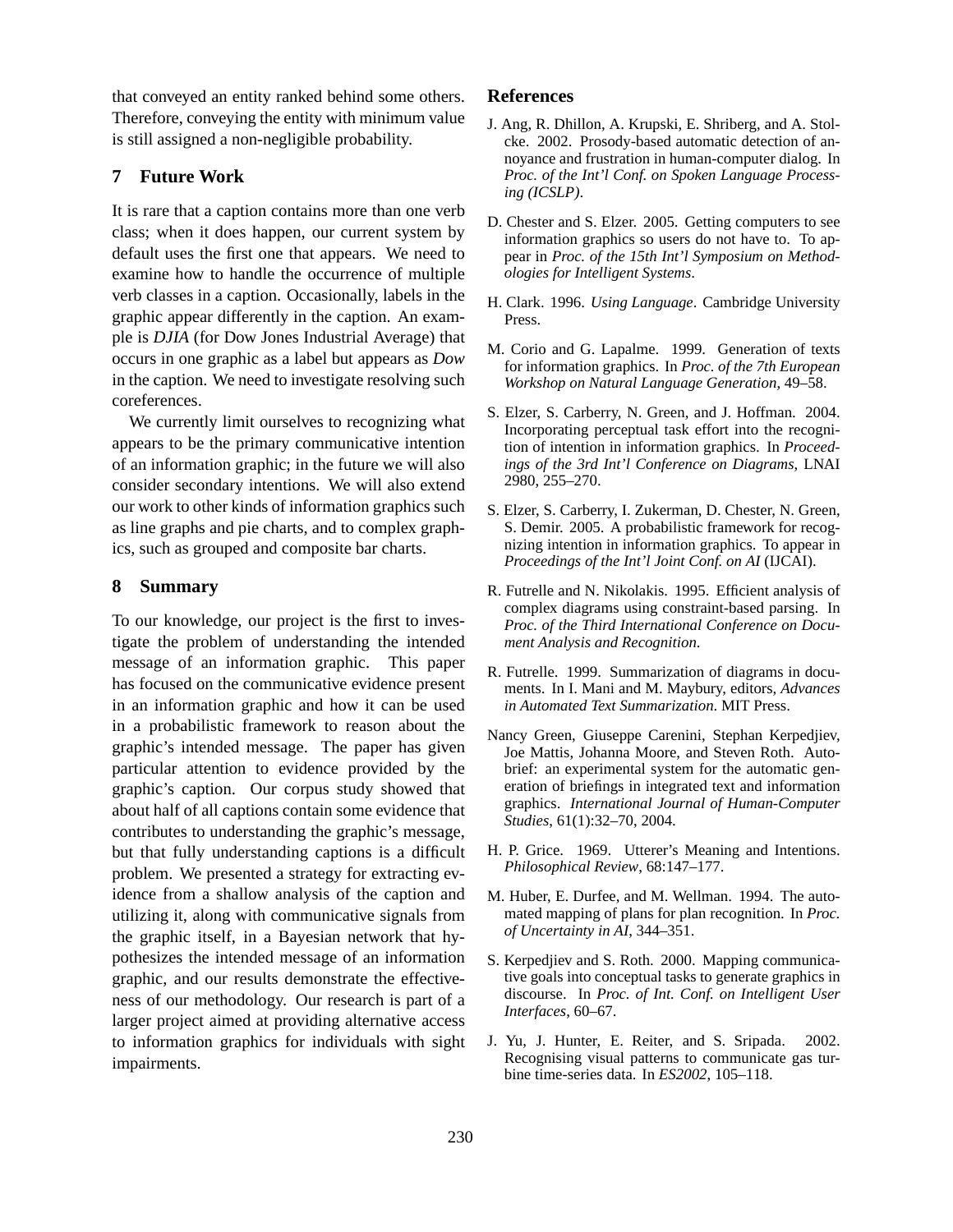that conveyed an entity ranked behind some others. Therefore, conveying the entity with minimum value is still assigned a non-negligible probability.

## 7 Future Work

It is rare that a caption contains more than one verb class; when it does happen, our current system by default uses the first one that appears. We need to examine how to handle the occurrence of multiple verb classes in a caption. Occasionally, labels in the graphic appear differently in the caption. An example is *DJIA* (for Dow Jones Industrial Average) that occurs in one graphic as a label but appears as *Dow* in the caption. We need to investigate resolving such coreferences.

We currently limit ourselves to recognizing what appears to be the primary communicative intention of an information graphic; in the future we will also consider secondary intentions. We will also extend our work to other kinds of information graphics such as line graphs and pie charts, and to complex graphics, such as grouped and composite bar charts.

## 8 Summary

To our knowledge, our project is the first to investigate the problem of understanding the intended message of an information graphic. This paper has focused on the communicative evidence present in an information graphic and how it can be used in a probabilistic framework to reason about the graphic's intended message. The paper has given particular attention to evidence provided by the graphic's caption. Our corpus study showed that about half of all captions contain some evidence that contributes to understanding the graphic's message, but that fully understanding captions is a difficult problem. We presented a strategy for extracting evidence from a shallow analysis of the caption and utilizing it, along with communicative signals from the graphic itself, in a Bayesian network that hypothesizes the intended message of an information graphic, and our results demonstrate the effectiveness of our methodology. Our research is part of a larger project aimed at providing alternative access to information graphics for individuals with sight impairments.

## References

J. Ang, R. Dhillon, A. Krupski, E. Shriberg, and A. Stolcke. 2002. Prosody-based automatic detection of annoyance and frustration in human-computer dialog. In *Proc. of the Int'l Conf. on Spoken Language Processing (ICSLP)*.

D. Chester and S. Elzer. 2005. Getting computers to see information graphics so users do not have to. To appear in *Proc. of the 15th Int'l Symposium on Methodologies for Intelligent Systems*.

H. Clark. 1996. *Using Language*. Cambridge University Press.

M. Corio and G. Lapalme. 1999. Generation of texts for information graphics. In *Proc. of the 7th European Workshop on Natural Language Generation*, 49–58.

S. Elzer, S. Carberry, N. Green, and J. Hoffman. 2004. Incorporating perceptual task effort into the recognition of intention in information graphics. In *Proceedings of the 3rd Int'l Conference on Diagrams*, LNAI 2980, 255–270.

S. Elzer, S. Carberry, I. Zukerman, D. Chester, N. Green, S. Demir. 2005. A probabilistic framework for recognizing intention in information graphics. To appear in *Proceedings of the Int'l Joint Conf. on AI* (IJCAI).

R. Futrelle and N. Nikolakis. 1995. Efficient analysis of complex diagrams using constraint-based parsing. In *Proc. of the Third International Conference on Document Analysis and Recognition*.

R. Futrelle. 1999. Summarization of diagrams in documents. In I. Mani and M. Maybury, editors, *Advances in Automated Text Summarization*. MIT Press.

Nancy Green, Giuseppe Carenini, Stephan Kerpedjiev, Joe Mattis, Johanna Moore, and Steven Roth. Autobrief: an experimental system for the automatic generation of briefings in integrated text and information graphics. *International Journal of Human-Computer Studies*, 61(1):32–70, 2004.

H. P. Grice. 1969. Utterer's Meaning and Intentions. *Philosophical Review*, 68:147–177.

M. Huber, E. Durfee, and M. Wellman. 1994. The automated mapping of plans for plan recognition. In *Proc. of Uncertainty in AI*, 344–351.

S. Kerpedjiev and S. Roth. 2000. Mapping communicative goals into conceptual tasks to generate graphics in discourse. In *Proc. of Int. Conf. on Intelligent User Interfaces*, 60–67.

J. Yu, J. Hunter, E. Reiter, and S. Sripada. 2002. Recognising visual patterns to communicate gas turbine time-series data. In *ES2002*, 105–118.